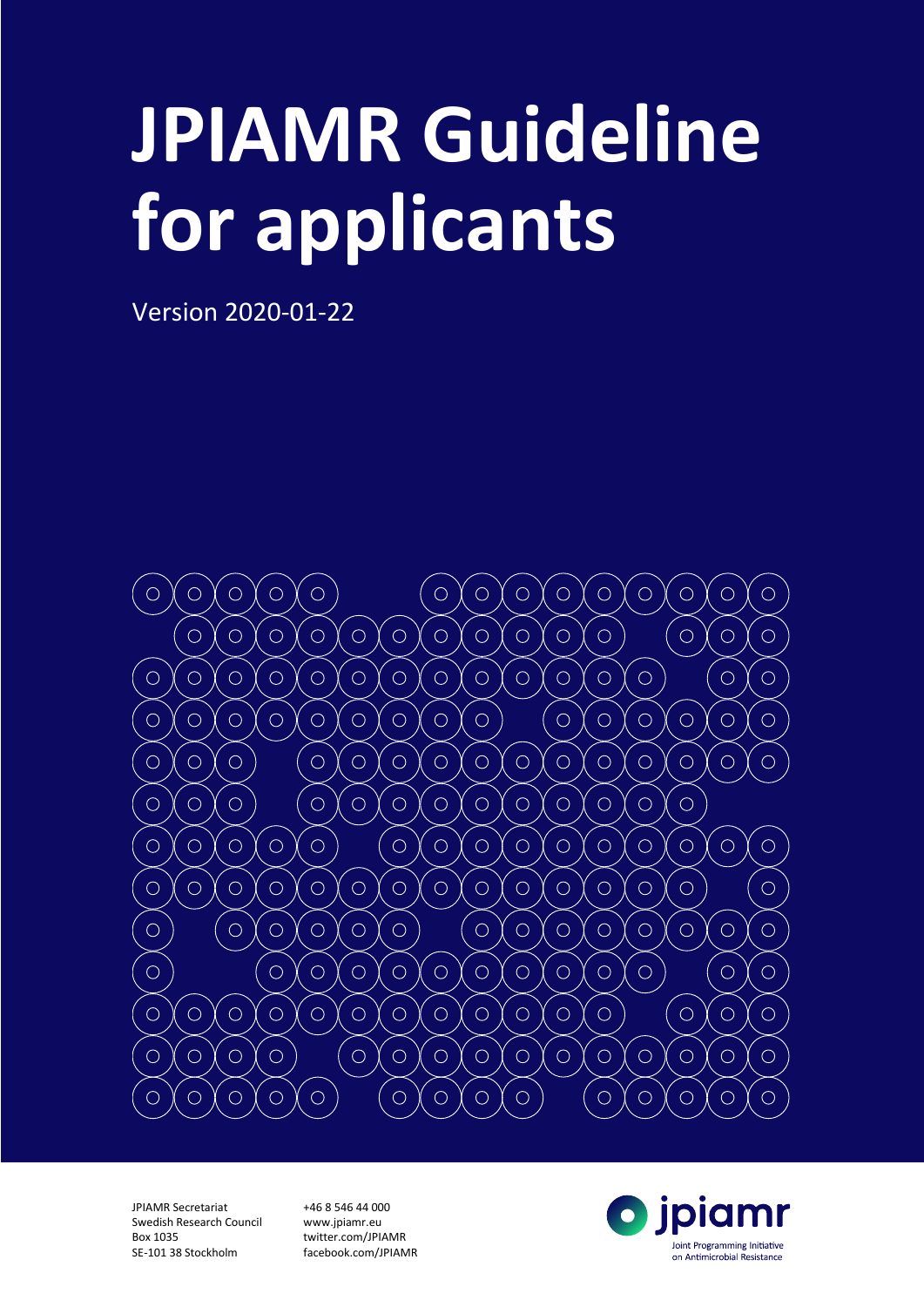# JPIAMR Guideline for applicants

Version 2020-01-22

JPIAMR Secretariat
Swedish Research Council
Box 1035
SE-101 38 Stockholm

+46 8 546 44 000
www.jpiamr.eu
twitter.com/JPIAMR
facebook.com/JPIAMR

jpiamr
Joint Programming Initiative on Antimicrobial Resistance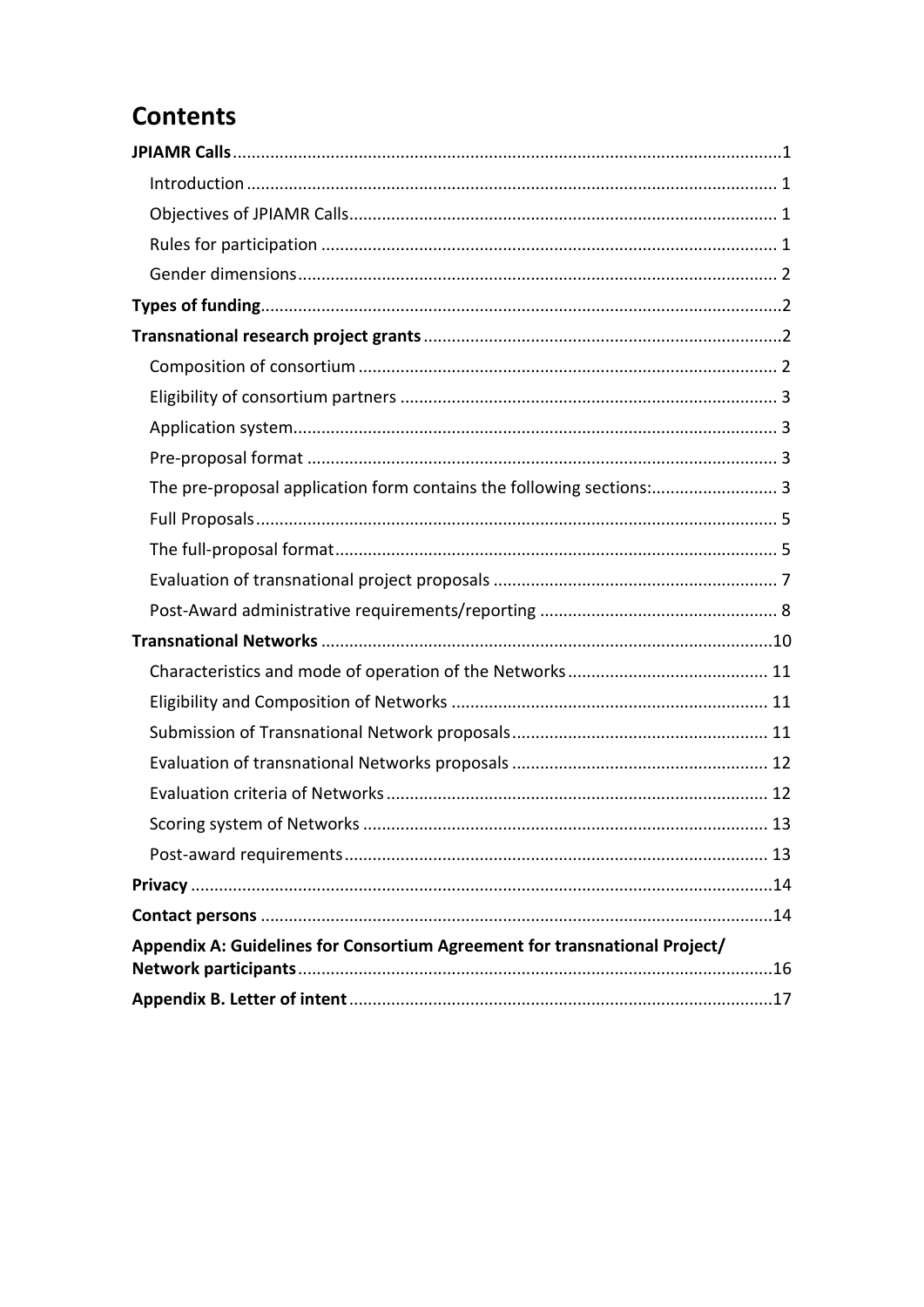# Contents

**JPIAMR Calls** .....1

- Introduction ..... 1
- Objectives of JPIAMR Calls..... 1
- Rules for participation ..... 1
- Gender dimensions..... 2

**Types of funding**.....2

**Transnational research project grants** .....2

- Composition of consortium ..... 2
- Eligibility of consortium partners ..... 3
- Application system..... 3
- Pre-proposal format ..... 3
- The pre-proposal application form contains the following sections:..... 3
- Full Proposals..... 5
- The full-proposal format..... 5
- Evaluation of transnational project proposals ..... 7
- Post-Award administrative requirements/reporting ..... 8

**Transnational Networks** .....10

- Characteristics and mode of operation of the Networks..... 11
- Eligibility and Composition of Networks ..... 11
- Submission of Transnational Network proposals..... 11
- Evaluation of transnational Networks proposals ..... 12
- Evaluation criteria of Networks..... 12
- Scoring system of Networks ..... 13
- Post-award requirements..... 13

**Privacy** .....14

**Contact persons** .....14

**Appendix A: Guidelines for Consortium Agreement for transnational Project/ Network participants**.....16

**Appendix B. Letter of intent**.....17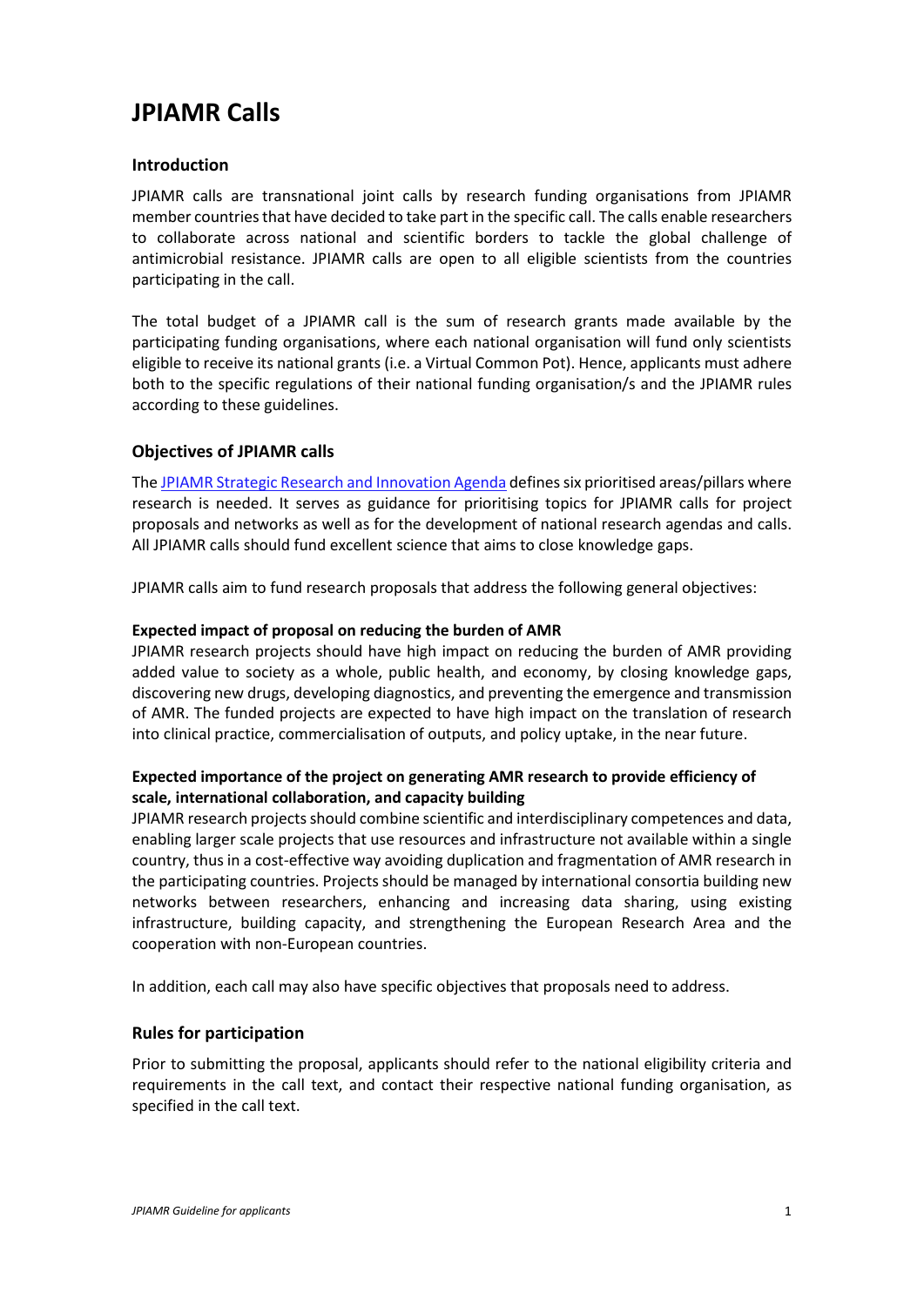# JPIAMR Calls

## Introduction

JPIAMR calls are transnational joint calls by research funding organisations from JPIAMR member countries that have decided to take part in the specific call. The calls enable researchers to collaborate across national and scientific borders to tackle the global challenge of antimicrobial resistance. JPIAMR calls are open to all eligible scientists from the countries participating in the call.

The total budget of a JPIAMR call is the sum of research grants made available by the participating funding organisations, where each national organisation will fund only scientists eligible to receive its national grants (i.e. a Virtual Common Pot). Hence, applicants must adhere both to the specific regulations of their national funding organisation/s and the JPIAMR rules according to these guidelines.

## Objectives of JPIAMR calls

The JPIAMR Strategic Research and Innovation Agenda defines six prioritised areas/pillars where research is needed. It serves as guidance for prioritising topics for JPIAMR calls for project proposals and networks as well as for the development of national research agendas and calls. All JPIAMR calls should fund excellent science that aims to close knowledge gaps.

JPIAMR calls aim to fund research proposals that address the following general objectives:

**Expected impact of proposal on reducing the burden of AMR**

JPIAMR research projects should have high impact on reducing the burden of AMR providing added value to society as a whole, public health, and economy, by closing knowledge gaps, discovering new drugs, developing diagnostics, and preventing the emergence and transmission of AMR. The funded projects are expected to have high impact on the translation of research into clinical practice, commercialisation of outputs, and policy uptake, in the near future.

**Expected importance of the project on generating AMR research to provide efficiency of scale, international collaboration, and capacity building**

JPIAMR research projects should combine scientific and interdisciplinary competences and data, enabling larger scale projects that use resources and infrastructure not available within a single country, thus in a cost-effective way avoiding duplication and fragmentation of AMR research in the participating countries. Projects should be managed by international consortia building new networks between researchers, enhancing and increasing data sharing, using existing infrastructure, building capacity, and strengthening the European Research Area and the cooperation with non-European countries.

In addition, each call may also have specific objectives that proposals need to address.

## Rules for participation

Prior to submitting the proposal, applicants should refer to the national eligibility criteria and requirements in the call text, and contact their respective national funding organisation, as specified in the call text.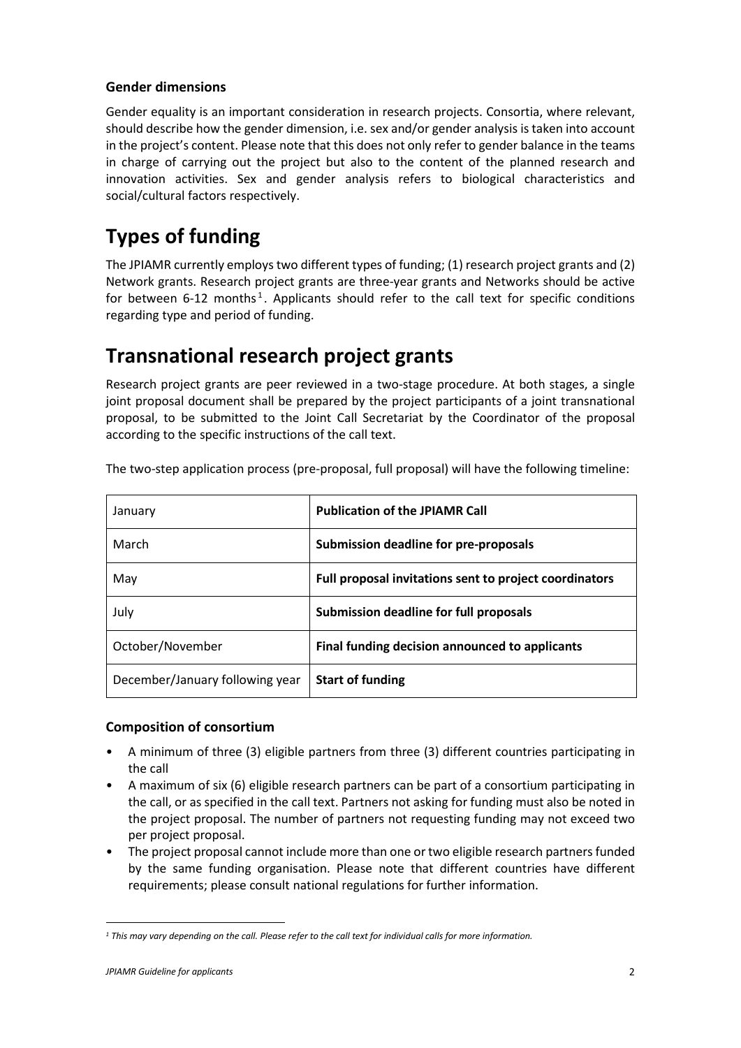### Gender dimensions

Gender equality is an important consideration in research projects. Consortia, where relevant, should describe how the gender dimension, i.e. sex and/or gender analysis is taken into account in the project's content. Please note that this does not only refer to gender balance in the teams in charge of carrying out the project but also to the content of the planned research and innovation activities. Sex and gender analysis refers to biological characteristics and social/cultural factors respectively.

# Types of funding

The JPIAMR currently employs two different types of funding; (1) research project grants and (2) Network grants. Research project grants are three-year grants and Networks should be active for between 6-12 months[1]. Applicants should refer to the call text for specific conditions regarding type and period of funding.

# Transnational research project grants

Research project grants are peer reviewed in a two-stage procedure. At both stages, a single joint proposal document shall be prepared by the project participants of a joint transnational proposal, to be submitted to the Joint Call Secretariat by the Coordinator of the proposal according to the specific instructions of the call text.

The two-step application process (pre-proposal, full proposal) will have the following timeline:

| | |
|---|---|
| January | **Publication of the JPIAMR Call** |
| March | **Submission deadline for pre-proposals** |
| May | **Full proposal invitations sent to project coordinators** |
| July | **Submission deadline for full proposals** |
| October/November | **Final funding decision announced to applicants** |
| December/January following year | **Start of funding** |

### Composition of consortium

- A minimum of three (3) eligible partners from three (3) different countries participating in the call
- A maximum of six (6) eligible research partners can be part of a consortium participating in the call, or as specified in the call text. Partners not asking for funding must also be noted in the project proposal. The number of partners not requesting funding may not exceed two per project proposal.
- The project proposal cannot include more than one or two eligible research partners funded by the same funding organisation. Please note that different countries have different requirements; please consult national regulations for further information.

[1] *This may vary depending on the call. Please refer to the call text for individual calls for more information.*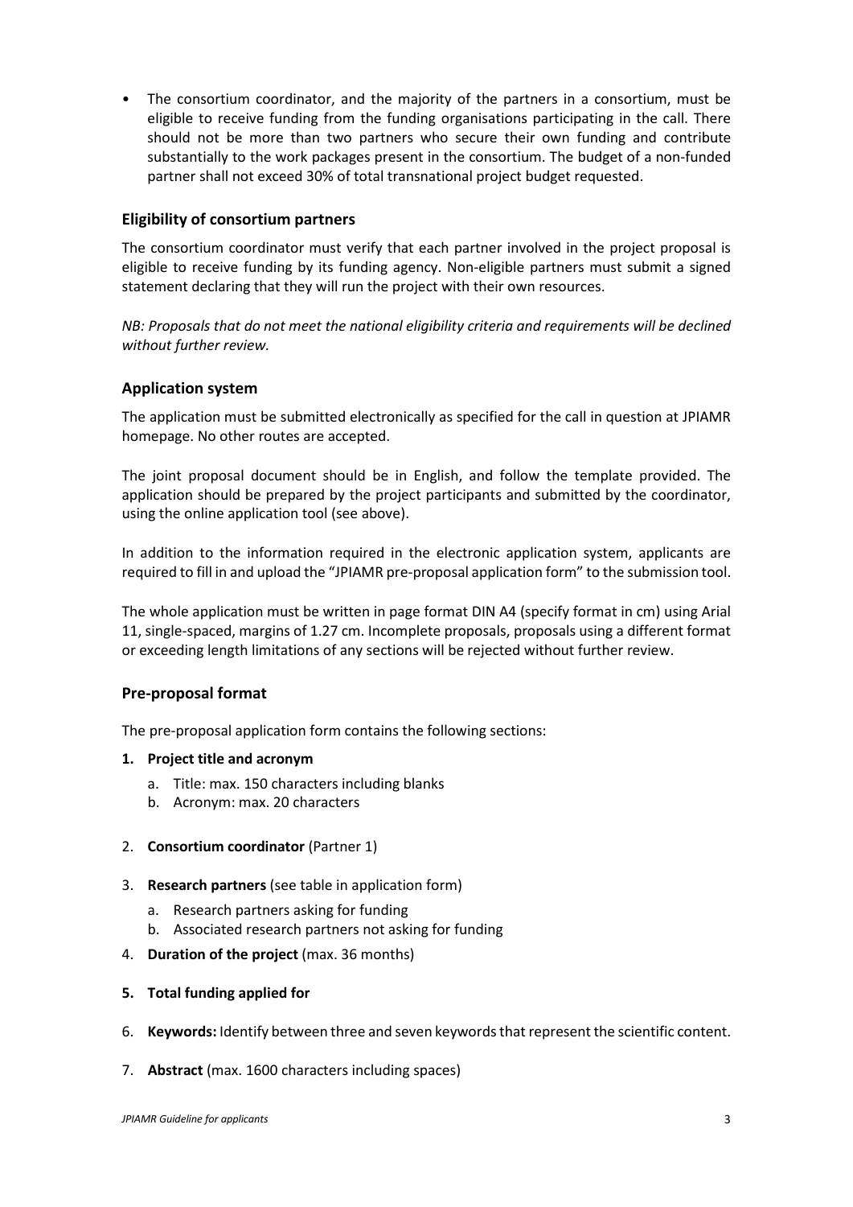- The consortium coordinator, and the majority of the partners in a consortium, must be eligible to receive funding from the funding organisations participating in the call. There should not be more than two partners who secure their own funding and contribute substantially to the work packages present in the consortium. The budget of a non-funded partner shall not exceed 30% of total transnational project budget requested.

### Eligibility of consortium partners

The consortium coordinator must verify that each partner involved in the project proposal is eligible to receive funding by its funding agency. Non-eligible partners must submit a signed statement declaring that they will run the project with their own resources.

*NB: Proposals that do not meet the national eligibility criteria and requirements will be declined without further review.*

### Application system

The application must be submitted electronically as specified for the call in question at JPIAMR homepage. No other routes are accepted.

The joint proposal document should be in English, and follow the template provided. The application should be prepared by the project participants and submitted by the coordinator, using the online application tool (see above).

In addition to the information required in the electronic application system, applicants are required to fill in and upload the "JPIAMR pre-proposal application form" to the submission tool.

The whole application must be written in page format DIN A4 (specify format in cm) using Arial 11, single-spaced, margins of 1.27 cm. Incomplete proposals, proposals using a different format or exceeding length limitations of any sections will be rejected without further review.

### Pre-proposal format

The pre-proposal application form contains the following sections:

1. **Project title and acronym**
   a. Title: max. 150 characters including blanks
   b. Acronym: max. 20 characters
2. **Consortium coordinator** (Partner 1)
3. **Research partners** (see table in application form)
   a. Research partners asking for funding
   b. Associated research partners not asking for funding
4. **Duration of the project** (max. 36 months)
5. **Total funding applied for**
6. **Keywords:** Identify between three and seven keywords that represent the scientific content.
7. **Abstract** (max. 1600 characters including spaces)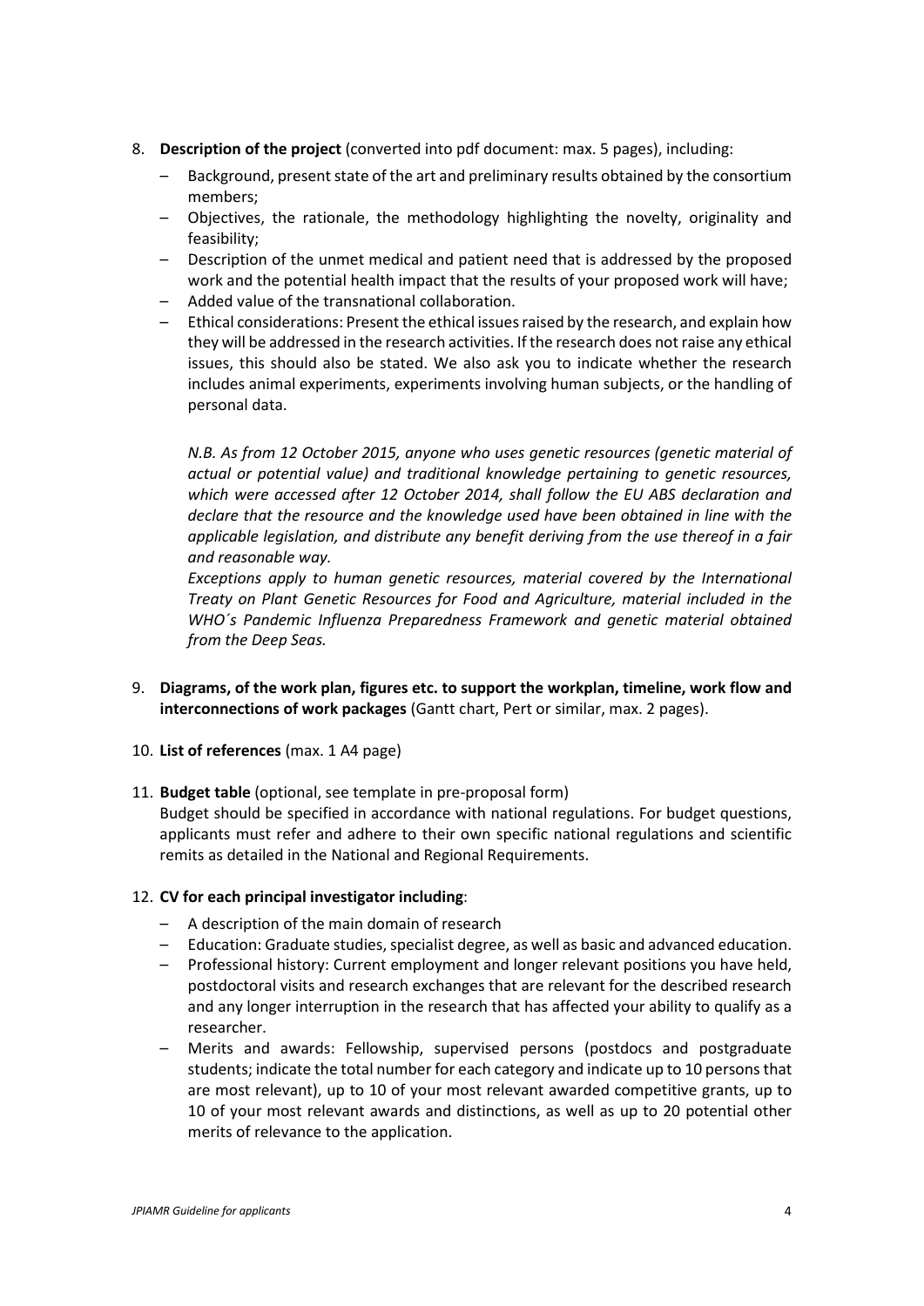8. **Description of the project** (converted into pdf document: max. 5 pages), including:
   - Background, present state of the art and preliminary results obtained by the consortium members;
   - Objectives, the rationale, the methodology highlighting the novelty, originality and feasibility;
   - Description of the unmet medical and patient need that is addressed by the proposed work and the potential health impact that the results of your proposed work will have;
   - Added value of the transnational collaboration.
   - Ethical considerations: Present the ethical issues raised by the research, and explain how they will be addressed in the research activities. If the research does not raise any ethical issues, this should also be stated. We also ask you to indicate whether the research includes animal experiments, experiments involving human subjects, or the handling of personal data.

   *N.B. As from 12 October 2015, anyone who uses genetic resources (genetic material of actual or potential value) and traditional knowledge pertaining to genetic resources, which were accessed after 12 October 2014, shall follow the EU ABS declaration and declare that the resource and the knowledge used have been obtained in line with the applicable legislation, and distribute any benefit deriving from the use thereof in a fair and reasonable way.*

   *Exceptions apply to human genetic resources, material covered by the International Treaty on Plant Genetic Resources for Food and Agriculture, material included in the WHO´s Pandemic Influenza Preparedness Framework and genetic material obtained from the Deep Seas.*

9. **Diagrams, of the work plan, figures etc. to support the workplan, timeline, work flow and interconnections of work packages** (Gantt chart, Pert or similar, max. 2 pages).

10. **List of references** (max. 1 A4 page)

11. **Budget table** (optional, see template in pre-proposal form)
    Budget should be specified in accordance with national regulations. For budget questions, applicants must refer and adhere to their own specific national regulations and scientific remits as detailed in the National and Regional Requirements.

12. **CV for each principal investigator including**:
    - A description of the main domain of research
    - Education: Graduate studies, specialist degree, as well as basic and advanced education.
    - Professional history: Current employment and longer relevant positions you have held, postdoctoral visits and research exchanges that are relevant for the described research and any longer interruption in the research that has affected your ability to qualify as a researcher.
    - Merits and awards: Fellowship, supervised persons (postdocs and postgraduate students; indicate the total number for each category and indicate up to 10 persons that are most relevant), up to 10 of your most relevant awarded competitive grants, up to 10 of your most relevant awards and distinctions, as well as up to 20 potential other merits of relevance to the application.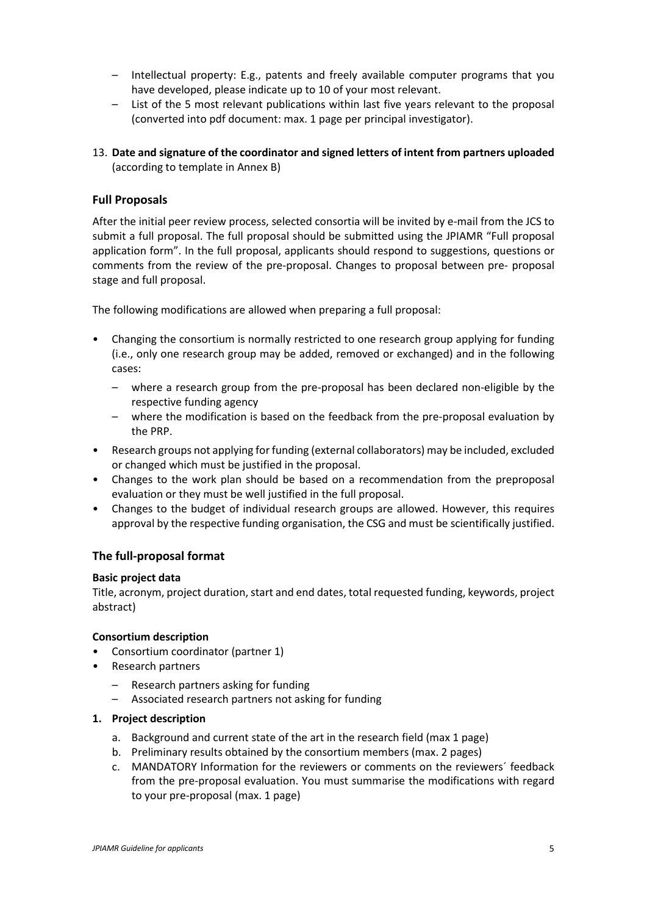– Intellectual property: E.g., patents and freely available computer programs that you have developed, please indicate up to 10 of your most relevant.
– List of the 5 most relevant publications within last five years relevant to the proposal (converted into pdf document: max. 1 page per principal investigator).

13. **Date and signature of the coordinator and signed letters of intent from partners uploaded** (according to template in Annex B)

### Full Proposals

After the initial peer review process, selected consortia will be invited by e-mail from the JCS to submit a full proposal. The full proposal should be submitted using the JPIAMR "Full proposal application form". In the full proposal, applicants should respond to suggestions, questions or comments from the review of the pre-proposal. Changes to proposal between pre- proposal stage and full proposal.

The following modifications are allowed when preparing a full proposal:

- Changing the consortium is normally restricted to one research group applying for funding (i.e., only one research group may be added, removed or exchanged) and in the following cases:
  – where a research group from the pre-proposal has been declared non-eligible by the respective funding agency
  – where the modification is based on the feedback from the pre-proposal evaluation by the PRP.
- Research groups not applying for funding (external collaborators) may be included, excluded or changed which must be justified in the proposal.
- Changes to the work plan should be based on a recommendation from the preproposal evaluation or they must be well justified in the full proposal.
- Changes to the budget of individual research groups are allowed. However, this requires approval by the respective funding organisation, the CSG and must be scientifically justified.

### The full-proposal format

**Basic project data**
Title, acronym, project duration, start and end dates, total requested funding, keywords, project abstract)

**Consortium description**

- Consortium coordinator (partner 1)
- Research partners
  – Research partners asking for funding
  – Associated research partners not asking for funding

**1. Project description**

a. Background and current state of the art in the research field (max 1 page)
b. Preliminary results obtained by the consortium members (max. 2 pages)
c. MANDATORY Information for the reviewers or comments on the reviewers´ feedback from the pre-proposal evaluation. You must summarise the modifications with regard to your pre-proposal (max. 1 page)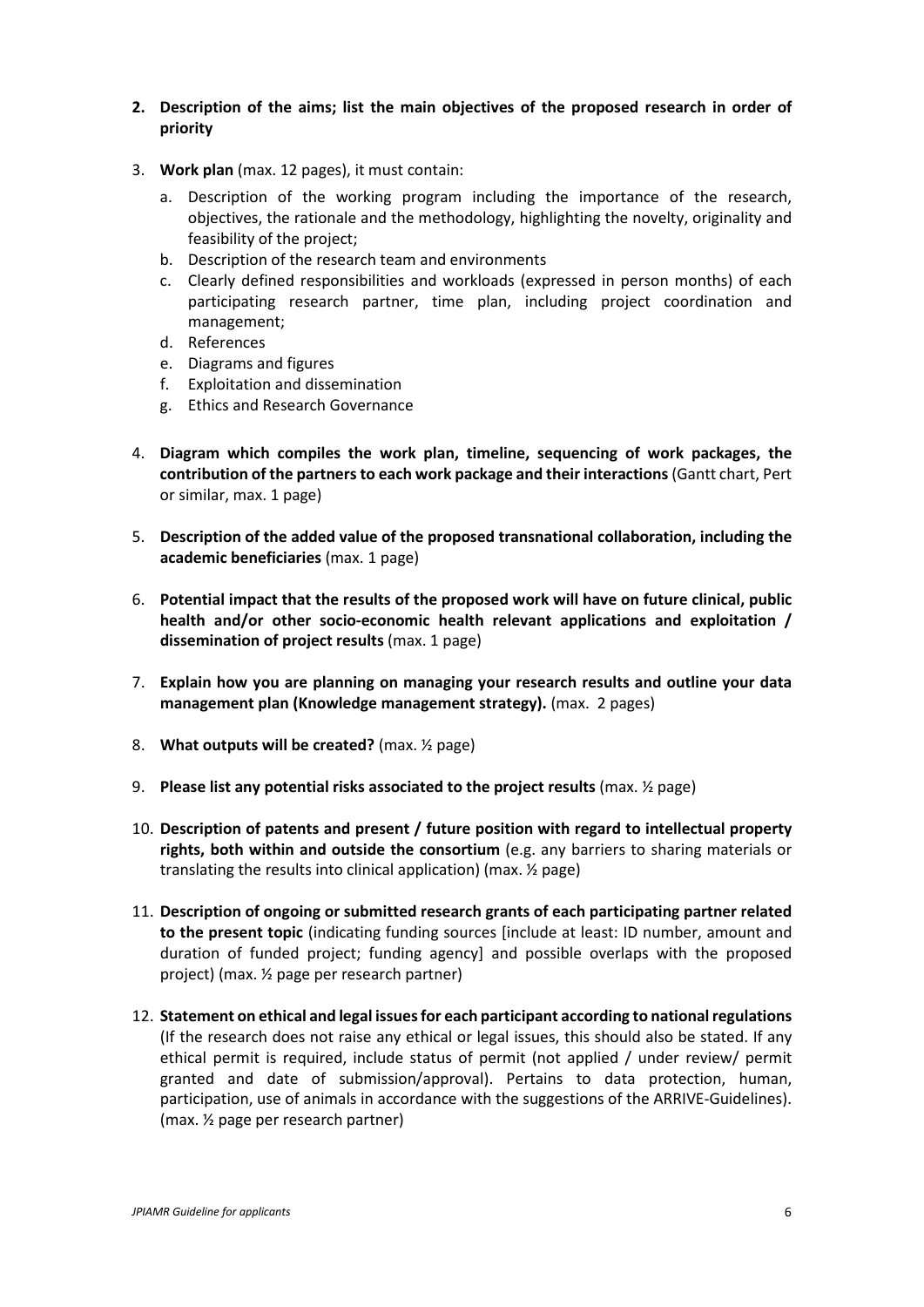2. **Description of the aims; list the main objectives of the proposed research in order of priority**

3. **Work plan** (max. 12 pages), it must contain:
   a. Description of the working program including the importance of the research, objectives, the rationale and the methodology, highlighting the novelty, originality and feasibility of the project;
   b. Description of the research team and environments
   c. Clearly defined responsibilities and workloads (expressed in person months) of each participating research partner, time plan, including project coordination and management;
   d. References
   e. Diagrams and figures
   f. Exploitation and dissemination
   g. Ethics and Research Governance

4. **Diagram which compiles the work plan, timeline, sequencing of work packages, the contribution of the partners to each work package and their interactions** (Gantt chart, Pert or similar, max. 1 page)

5. **Description of the added value of the proposed transnational collaboration, including the academic beneficiaries** (max. 1 page)

6. **Potential impact that the results of the proposed work will have on future clinical, public health and/or other socio-economic health relevant applications and exploitation / dissemination of project results** (max. 1 page)

7. **Explain how you are planning on managing your research results and outline your data management plan (Knowledge management strategy).** (max. 2 pages)

8. **What outputs will be created?** (max. ½ page)

9. **Please list any potential risks associated to the project results** (max. ½ page)

10. **Description of patents and present / future position with regard to intellectual property rights, both within and outside the consortium** (e.g. any barriers to sharing materials or translating the results into clinical application) (max. ½ page)

11. **Description of ongoing or submitted research grants of each participating partner related to the present topic** (indicating funding sources [include at least: ID number, amount and duration of funded project; funding agency] and possible overlaps with the proposed project) (max. ½ page per research partner)

12. **Statement on ethical and legal issues for each participant according to national regulations** (If the research does not raise any ethical or legal issues, this should also be stated. If any ethical permit is required, include status of permit (not applied / under review/ permit granted and date of submission/approval). Pertains to data protection, human, participation, use of animals in accordance with the suggestions of the ARRIVE-Guidelines). (max. ½ page per research partner)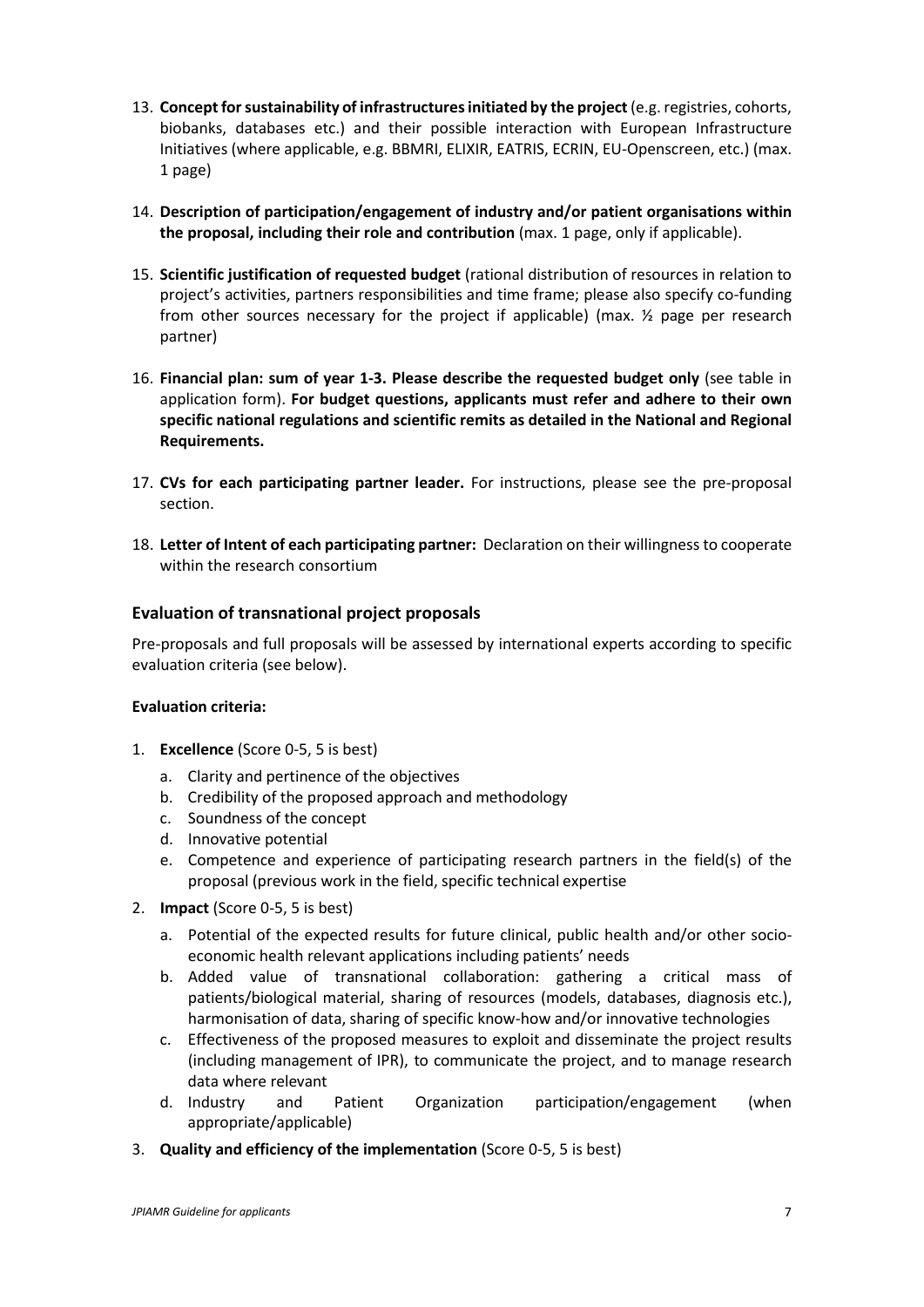13. **Concept for sustainability of infrastructures initiated by the project** (e.g. registries, cohorts, biobanks, databases etc.) and their possible interaction with European Infrastructure Initiatives (where applicable, e.g. BBMRI, ELIXIR, EATRIS, ECRIN, EU-Openscreen, etc.) (max. 1 page)

14. **Description of participation/engagement of industry and/or patient organisations within the proposal, including their role and contribution** (max. 1 page, only if applicable).

15. **Scientific justification of requested budget** (rational distribution of resources in relation to project's activities, partners responsibilities and time frame; please also specify co-funding from other sources necessary for the project if applicable) (max. ½ page per research partner)

16. **Financial plan: sum of year 1-3. Please describe the requested budget only** (see table in application form). **For budget questions, applicants must refer and adhere to their own specific national regulations and scientific remits as detailed in the National and Regional Requirements.**

17. **CVs for each participating partner leader.** For instructions, please see the pre-proposal section.

18. **Letter of Intent of each participating partner:** Declaration on their willingness to cooperate within the research consortium

## Evaluation of transnational project proposals

Pre-proposals and full proposals will be assessed by international experts according to specific evaluation criteria (see below).

**Evaluation criteria:**

1. **Excellence** (Score 0-5, 5 is best)
   a. Clarity and pertinence of the objectives
   b. Credibility of the proposed approach and methodology
   c. Soundness of the concept
   d. Innovative potential
   e. Competence and experience of participating research partners in the field(s) of the proposal (previous work in the field, specific technical expertise
2. **Impact** (Score 0-5, 5 is best)
   a. Potential of the expected results for future clinical, public health and/or other socio-economic health relevant applications including patients' needs
   b. Added value of transnational collaboration: gathering a critical mass of patients/biological material, sharing of resources (models, databases, diagnosis etc.), harmonisation of data, sharing of specific know-how and/or innovative technologies
   c. Effectiveness of the proposed measures to exploit and disseminate the project results (including management of IPR), to communicate the project, and to manage research data where relevant
   d. Industry and Patient Organization participation/engagement (when appropriate/applicable)
3. **Quality and efficiency of the implementation** (Score 0-5, 5 is best)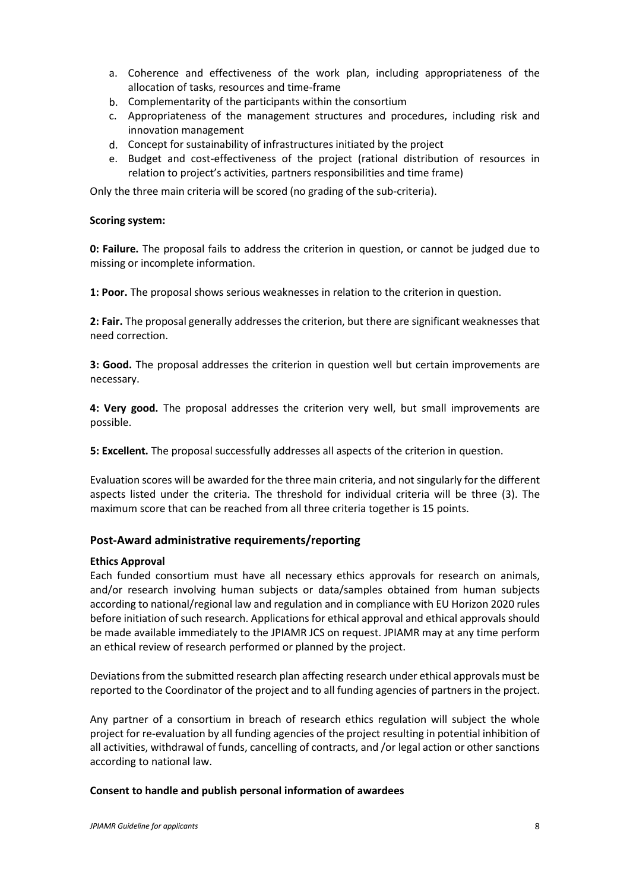a. Coherence and effectiveness of the work plan, including appropriateness of the allocation of tasks, resources and time-frame
b. Complementarity of the participants within the consortium
c. Appropriateness of the management structures and procedures, including risk and innovation management
d. Concept for sustainability of infrastructures initiated by the project
e. Budget and cost-effectiveness of the project (rational distribution of resources in relation to project's activities, partners responsibilities and time frame)

Only the three main criteria will be scored (no grading of the sub-criteria).

**Scoring system:**

**0: Failure.** The proposal fails to address the criterion in question, or cannot be judged due to missing or incomplete information.

**1: Poor.** The proposal shows serious weaknesses in relation to the criterion in question.

**2: Fair.** The proposal generally addresses the criterion, but there are significant weaknesses that need correction.

**3: Good.** The proposal addresses the criterion in question well but certain improvements are necessary.

**4: Very good.** The proposal addresses the criterion very well, but small improvements are possible.

**5: Excellent.** The proposal successfully addresses all aspects of the criterion in question.

Evaluation scores will be awarded for the three main criteria, and not singularly for the different aspects listed under the criteria. The threshold for individual criteria will be three (3). The maximum score that can be reached from all three criteria together is 15 points.

## Post-Award administrative requirements/reporting

**Ethics Approval**

Each funded consortium must have all necessary ethics approvals for research on animals, and/or research involving human subjects or data/samples obtained from human subjects according to national/regional law and regulation and in compliance with EU Horizon 2020 rules before initiation of such research. Applications for ethical approval and ethical approvals should be made available immediately to the JPIAMR JCS on request. JPIAMR may at any time perform an ethical review of research performed or planned by the project.

Deviations from the submitted research plan affecting research under ethical approvals must be reported to the Coordinator of the project and to all funding agencies of partners in the project.

Any partner of a consortium in breach of research ethics regulation will subject the whole project for re-evaluation by all funding agencies of the project resulting in potential inhibition of all activities, withdrawal of funds, cancelling of contracts, and /or legal action or other sanctions according to national law.

**Consent to handle and publish personal information of awardees**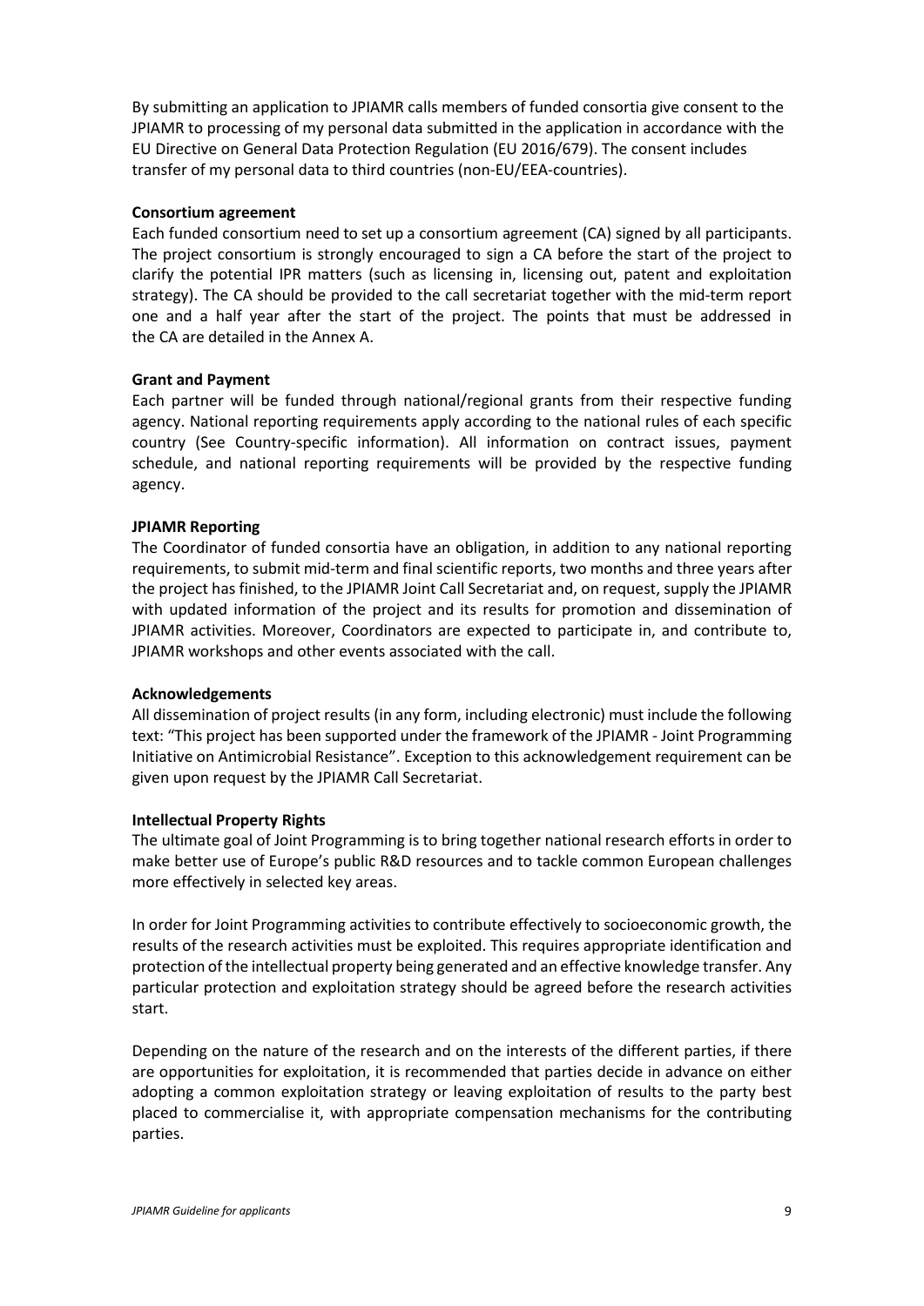By submitting an application to JPIAMR calls members of funded consortia give consent to the JPIAMR to processing of my personal data submitted in the application in accordance with the EU Directive on General Data Protection Regulation (EU 2016/679). The consent includes transfer of my personal data to third countries (non-EU/EEA-countries).

**Consortium agreement**

Each funded consortium need to set up a consortium agreement (CA) signed by all participants. The project consortium is strongly encouraged to sign a CA before the start of the project to clarify the potential IPR matters (such as licensing in, licensing out, patent and exploitation strategy). The CA should be provided to the call secretariat together with the mid-term report one and a half year after the start of the project. The points that must be addressed in the CA are detailed in the Annex A.

**Grant and Payment**

Each partner will be funded through national/regional grants from their respective funding agency. National reporting requirements apply according to the national rules of each specific country (See Country-specific information). All information on contract issues, payment schedule, and national reporting requirements will be provided by the respective funding agency.

**JPIAMR Reporting**

The Coordinator of funded consortia have an obligation, in addition to any national reporting requirements, to submit mid-term and final scientific reports, two months and three years after the project has finished, to the JPIAMR Joint Call Secretariat and, on request, supply the JPIAMR with updated information of the project and its results for promotion and dissemination of JPIAMR activities. Moreover, Coordinators are expected to participate in, and contribute to, JPIAMR workshops and other events associated with the call.

**Acknowledgements**

All dissemination of project results (in any form, including electronic) must include the following text: "This project has been supported under the framework of the JPIAMR - Joint Programming Initiative on Antimicrobial Resistance". Exception to this acknowledgement requirement can be given upon request by the JPIAMR Call Secretariat.

**Intellectual Property Rights**

The ultimate goal of Joint Programming is to bring together national research efforts in order to make better use of Europe's public R&D resources and to tackle common European challenges more effectively in selected key areas.

In order for Joint Programming activities to contribute effectively to socioeconomic growth, the results of the research activities must be exploited. This requires appropriate identification and protection of the intellectual property being generated and an effective knowledge transfer. Any particular protection and exploitation strategy should be agreed before the research activities start.

Depending on the nature of the research and on the interests of the different parties, if there are opportunities for exploitation, it is recommended that parties decide in advance on either adopting a common exploitation strategy or leaving exploitation of results to the party best placed to commercialise it, with appropriate compensation mechanisms for the contributing parties.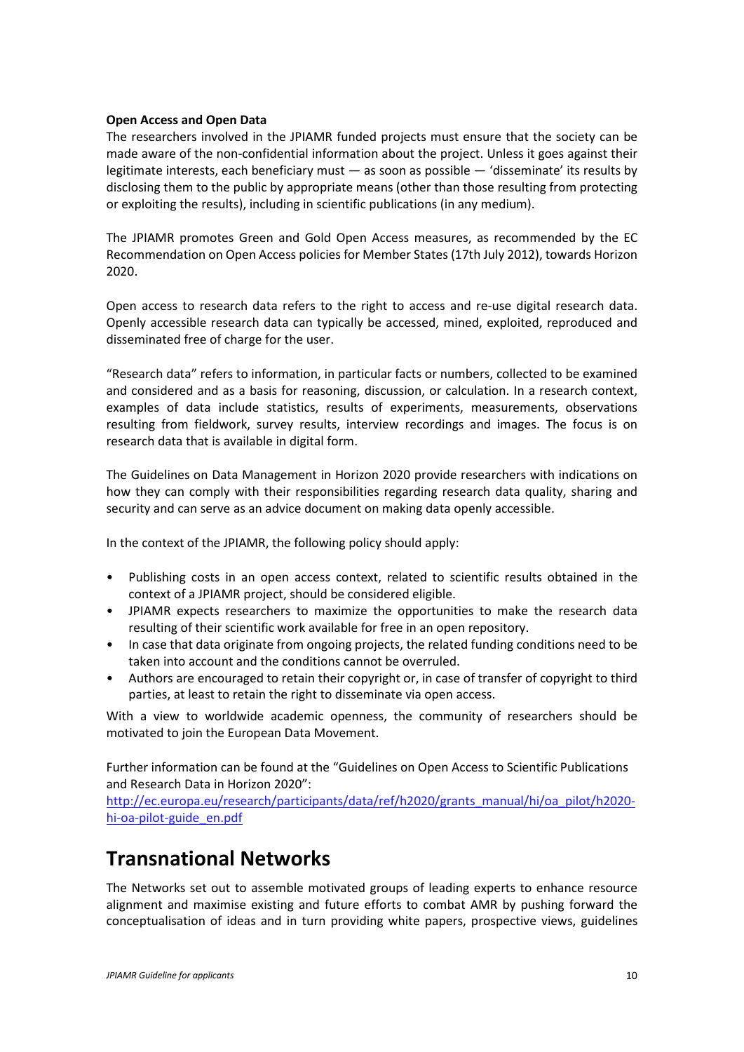**Open Access and Open Data**

The researchers involved in the JPIAMR funded projects must ensure that the society can be made aware of the non-confidential information about the project. Unless it goes against their legitimate interests, each beneficiary must — as soon as possible — 'disseminate' its results by disclosing them to the public by appropriate means (other than those resulting from protecting or exploiting the results), including in scientific publications (in any medium).

The JPIAMR promotes Green and Gold Open Access measures, as recommended by the EC Recommendation on Open Access policies for Member States (17th July 2012), towards Horizon 2020.

Open access to research data refers to the right to access and re-use digital research data. Openly accessible research data can typically be accessed, mined, exploited, reproduced and disseminated free of charge for the user.

"Research data" refers to information, in particular facts or numbers, collected to be examined and considered and as a basis for reasoning, discussion, or calculation. In a research context, examples of data include statistics, results of experiments, measurements, observations resulting from fieldwork, survey results, interview recordings and images. The focus is on research data that is available in digital form.

The Guidelines on Data Management in Horizon 2020 provide researchers with indications on how they can comply with their responsibilities regarding research data quality, sharing and security and can serve as an advice document on making data openly accessible.

In the context of the JPIAMR, the following policy should apply:

- Publishing costs in an open access context, related to scientific results obtained in the context of a JPIAMR project, should be considered eligible.
- JPIAMR expects researchers to maximize the opportunities to make the research data resulting of their scientific work available for free in an open repository.
- In case that data originate from ongoing projects, the related funding conditions need to be taken into account and the conditions cannot be overruled.
- Authors are encouraged to retain their copyright or, in case of transfer of copyright to third parties, at least to retain the right to disseminate via open access.

With a view to worldwide academic openness, the community of researchers should be motivated to join the European Data Movement.

Further information can be found at the "Guidelines on Open Access to Scientific Publications and Research Data in Horizon 2020":
http://ec.europa.eu/research/participants/data/ref/h2020/grants_manual/hi/oa_pilot/h2020-hi-oa-pilot-guide_en.pdf

# Transnational Networks

The Networks set out to assemble motivated groups of leading experts to enhance resource alignment and maximise existing and future efforts to combat AMR by pushing forward the conceptualisation of ideas and in turn providing white papers, prospective views, guidelines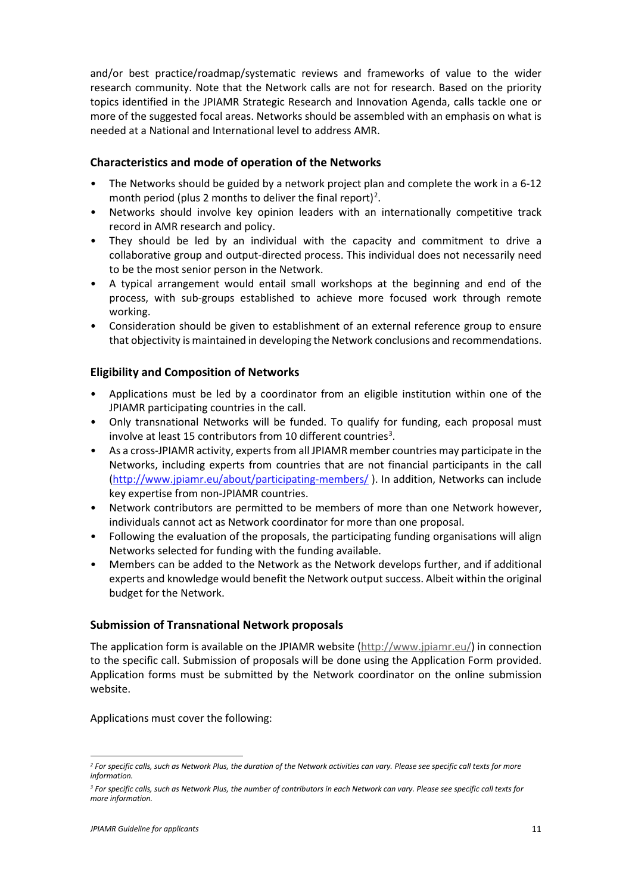and/or best practice/roadmap/systematic reviews and frameworks of value to the wider research community. Note that the Network calls are not for research. Based on the priority topics identified in the JPIAMR Strategic Research and Innovation Agenda, calls tackle one or more of the suggested focal areas. Networks should be assembled with an emphasis on what is needed at a National and International level to address AMR.

### Characteristics and mode of operation of the Networks

- The Networks should be guided by a network project plan and complete the work in a 6-12 month period (plus 2 months to deliver the final report)[2].
- Networks should involve key opinion leaders with an internationally competitive track record in AMR research and policy.
- They should be led by an individual with the capacity and commitment to drive a collaborative group and output-directed process. This individual does not necessarily need to be the most senior person in the Network.
- A typical arrangement would entail small workshops at the beginning and end of the process, with sub-groups established to achieve more focused work through remote working.
- Consideration should be given to establishment of an external reference group to ensure that objectivity is maintained in developing the Network conclusions and recommendations.

### Eligibility and Composition of Networks

- Applications must be led by a coordinator from an eligible institution within one of the JPIAMR participating countries in the call.
- Only transnational Networks will be funded. To qualify for funding, each proposal must involve at least 15 contributors from 10 different countries[3].
- As a cross-JPIAMR activity, experts from all JPIAMR member countries may participate in the Networks, including experts from countries that are not financial participants in the call (http://www.jpiamr.eu/about/participating-members/ ). In addition, Networks can include key expertise from non-JPIAMR countries.
- Network contributors are permitted to be members of more than one Network however, individuals cannot act as Network coordinator for more than one proposal.
- Following the evaluation of the proposals, the participating funding organisations will align Networks selected for funding with the funding available.
- Members can be added to the Network as the Network develops further, and if additional experts and knowledge would benefit the Network output success. Albeit within the original budget for the Network.

### Submission of Transnational Network proposals

The application form is available on the JPIAMR website (http://www.jpiamr.eu/) in connection to the specific call. Submission of proposals will be done using the Application Form provided. Application forms must be submitted by the Network coordinator on the online submission website.

Applications must cover the following:

---

[2] *For specific calls, such as Network Plus, the duration of the Network activities can vary. Please see specific call texts for more information.*

[3] *For specific calls, such as Network Plus, the number of contributors in each Network can vary. Please see specific call texts for more information.*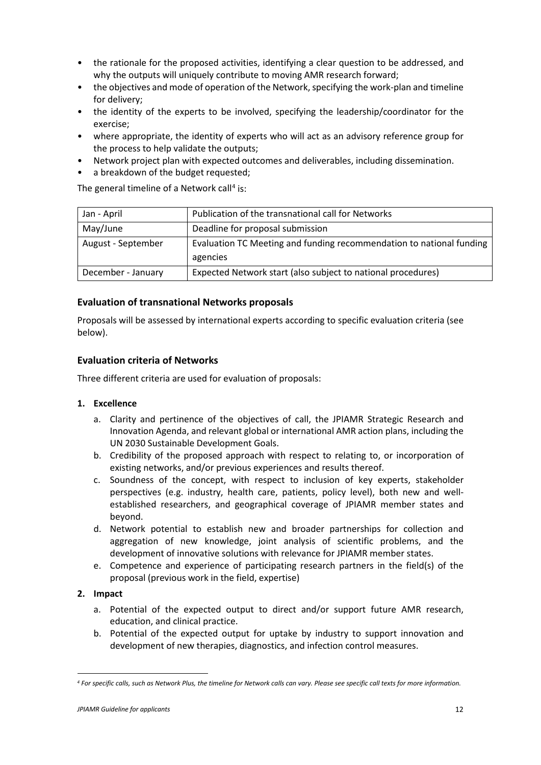- the rationale for the proposed activities, identifying a clear question to be addressed, and why the outputs will uniquely contribute to moving AMR research forward;
- the objectives and mode of operation of the Network, specifying the work-plan and timeline for delivery;
- the identity of the experts to be involved, specifying the leadership/coordinator for the exercise;
- where appropriate, the identity of experts who will act as an advisory reference group for the process to help validate the outputs;
- Network project plan with expected outcomes and deliverables, including dissemination.
- a breakdown of the budget requested;

The general timeline of a Network call[4] is:

| Jan - April | Publication of the transnational call for Networks |
|---|---|
| May/June | Deadline for proposal submission |
| August - September | Evaluation TC Meeting and funding recommendation to national funding agencies |
| December - January | Expected Network start (also subject to national procedures) |

### Evaluation of transnational Networks proposals

Proposals will be assessed by international experts according to specific evaluation criteria (see below).

### Evaluation criteria of Networks

Three different criteria are used for evaluation of proposals:

1. **Excellence**
   a. Clarity and pertinence of the objectives of call, the JPIAMR Strategic Research and Innovation Agenda, and relevant global or international AMR action plans, including the UN 2030 Sustainable Development Goals.
   b. Credibility of the proposed approach with respect to relating to, or incorporation of existing networks, and/or previous experiences and results thereof.
   c. Soundness of the concept, with respect to inclusion of key experts, stakeholder perspectives (e.g. industry, health care, patients, policy level), both new and well-established researchers, and geographical coverage of JPIAMR member states and beyond.
   d. Network potential to establish new and broader partnerships for collection and aggregation of new knowledge, joint analysis of scientific problems, and the development of innovative solutions with relevance for JPIAMR member states.
   e. Competence and experience of participating research partners in the field(s) of the proposal (previous work in the field, expertise)
2. **Impact**
   a. Potential of the expected output to direct and/or support future AMR research, education, and clinical practice.
   b. Potential of the expected output for uptake by industry to support innovation and development of new therapies, diagnostics, and infection control measures.

---

[4] *For specific calls, such as Network Plus, the timeline for Network calls can vary. Please see specific call texts for more information.*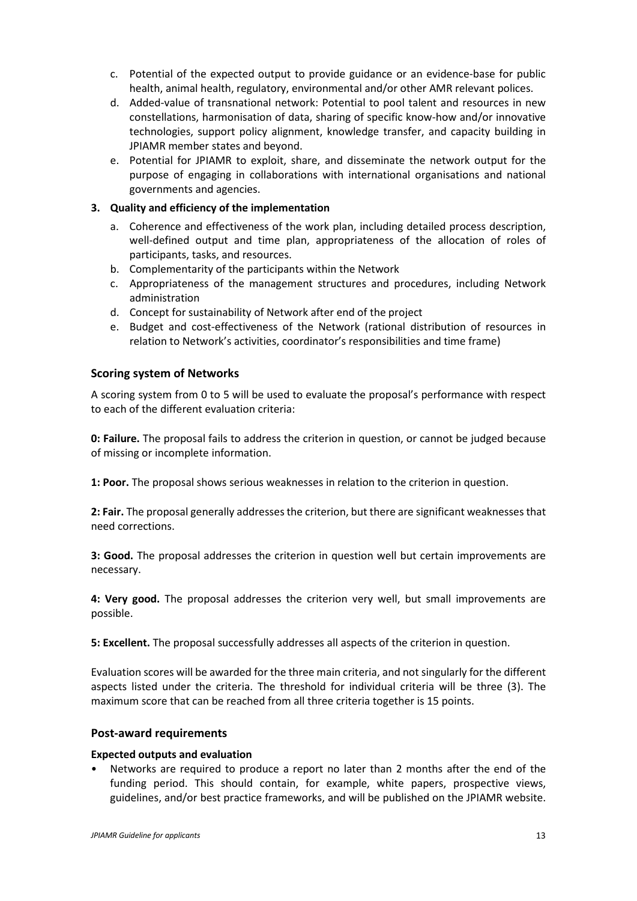c. Potential of the expected output to provide guidance or an evidence-base for public health, animal health, regulatory, environmental and/or other AMR relevant polices.
d. Added-value of transnational network: Potential to pool talent and resources in new constellations, harmonisation of data, sharing of specific know-how and/or innovative technologies, support policy alignment, knowledge transfer, and capacity building in JPIAMR member states and beyond.
e. Potential for JPIAMR to exploit, share, and disseminate the network output for the purpose of engaging in collaborations with international organisations and national governments and agencies.

**3. Quality and efficiency of the implementation**

a. Coherence and effectiveness of the work plan, including detailed process description, well-defined output and time plan, appropriateness of the allocation of roles of participants, tasks, and resources.
b. Complementarity of the participants within the Network
c. Appropriateness of the management structures and procedures, including Network administration
d. Concept for sustainability of Network after end of the project
e. Budget and cost-effectiveness of the Network (rational distribution of resources in relation to Network's activities, coordinator's responsibilities and time frame)

### Scoring system of Networks

A scoring system from 0 to 5 will be used to evaluate the proposal's performance with respect to each of the different evaluation criteria:

**0: Failure.** The proposal fails to address the criterion in question, or cannot be judged because of missing or incomplete information.

**1: Poor.** The proposal shows serious weaknesses in relation to the criterion in question.

**2: Fair.** The proposal generally addresses the criterion, but there are significant weaknesses that need corrections.

**3: Good.** The proposal addresses the criterion in question well but certain improvements are necessary.

**4: Very good.** The proposal addresses the criterion very well, but small improvements are possible.

**5: Excellent.** The proposal successfully addresses all aspects of the criterion in question.

Evaluation scores will be awarded for the three main criteria, and not singularly for the different aspects listed under the criteria. The threshold for individual criteria will be three (3). The maximum score that can be reached from all three criteria together is 15 points.

### Post-award requirements

#### Expected outputs and evaluation

- Networks are required to produce a report no later than 2 months after the end of the funding period. This should contain, for example, white papers, prospective views, guidelines, and/or best practice frameworks, and will be published on the JPIAMR website.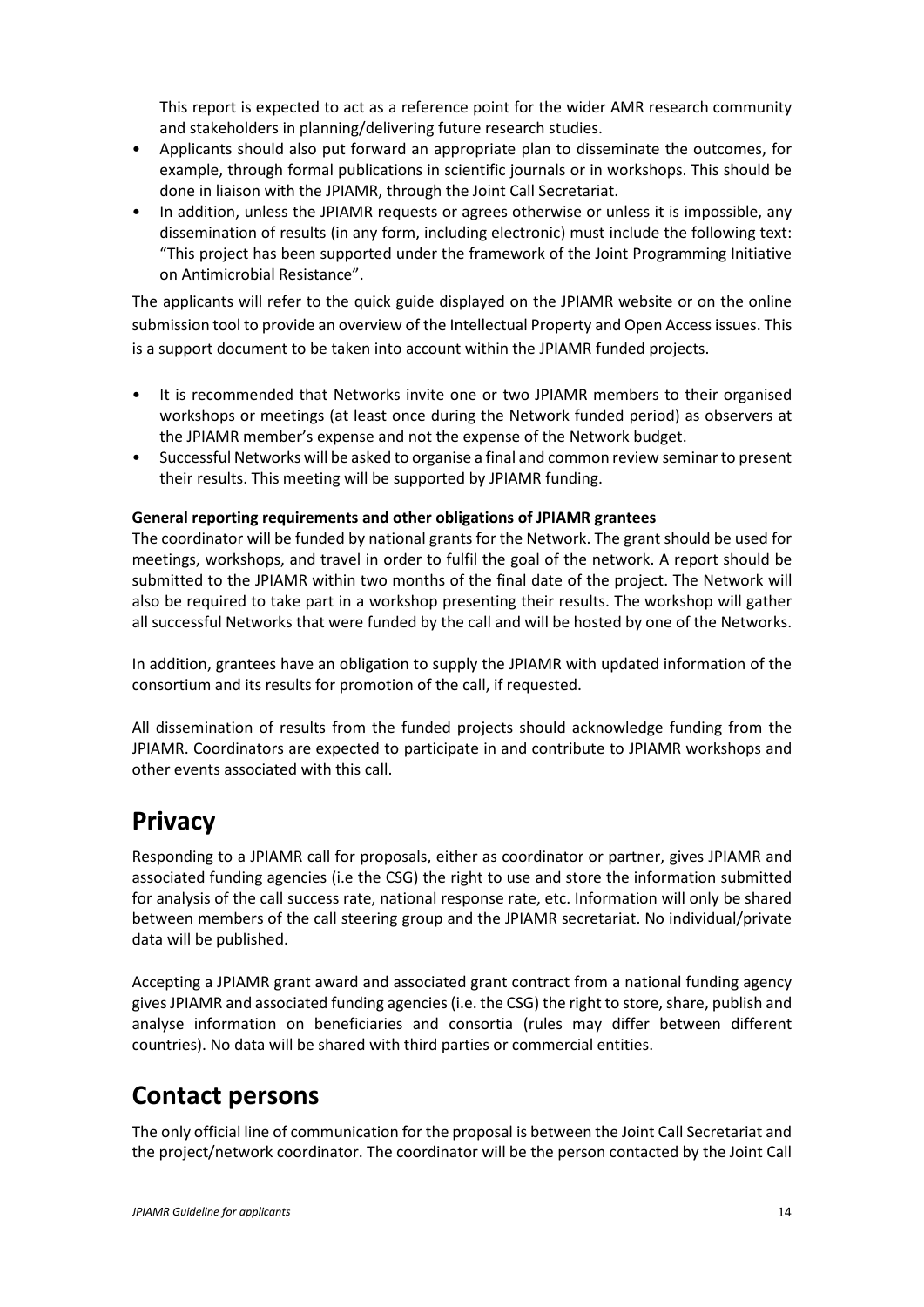This report is expected to act as a reference point for the wider AMR research community and stakeholders in planning/delivering future research studies.

- Applicants should also put forward an appropriate plan to disseminate the outcomes, for example, through formal publications in scientific journals or in workshops. This should be done in liaison with the JPIAMR, through the Joint Call Secretariat.
- In addition, unless the JPIAMR requests or agrees otherwise or unless it is impossible, any dissemination of results (in any form, including electronic) must include the following text: "This project has been supported under the framework of the Joint Programming Initiative on Antimicrobial Resistance".

The applicants will refer to the quick guide displayed on the JPIAMR website or on the online submission tool to provide an overview of the Intellectual Property and Open Access issues. This is a support document to be taken into account within the JPIAMR funded projects.

- It is recommended that Networks invite one or two JPIAMR members to their organised workshops or meetings (at least once during the Network funded period) as observers at the JPIAMR member's expense and not the expense of the Network budget.
- Successful Networks will be asked to organise a final and common review seminar to present their results. This meeting will be supported by JPIAMR funding.

**General reporting requirements and other obligations of JPIAMR grantees**

The coordinator will be funded by national grants for the Network. The grant should be used for meetings, workshops, and travel in order to fulfil the goal of the network. A report should be submitted to the JPIAMR within two months of the final date of the project. The Network will also be required to take part in a workshop presenting their results. The workshop will gather all successful Networks that were funded by the call and will be hosted by one of the Networks.

In addition, grantees have an obligation to supply the JPIAMR with updated information of the consortium and its results for promotion of the call, if requested.

All dissemination of results from the funded projects should acknowledge funding from the JPIAMR. Coordinators are expected to participate in and contribute to JPIAMR workshops and other events associated with this call.

# Privacy

Responding to a JPIAMR call for proposals, either as coordinator or partner, gives JPIAMR and associated funding agencies (i.e the CSG) the right to use and store the information submitted for analysis of the call success rate, national response rate, etc. Information will only be shared between members of the call steering group and the JPIAMR secretariat. No individual/private data will be published.

Accepting a JPIAMR grant award and associated grant contract from a national funding agency gives JPIAMR and associated funding agencies (i.e. the CSG) the right to store, share, publish and analyse information on beneficiaries and consortia (rules may differ between different countries). No data will be shared with third parties or commercial entities.

# Contact persons

The only official line of communication for the proposal is between the Joint Call Secretariat and the project/network coordinator. The coordinator will be the person contacted by the Joint Call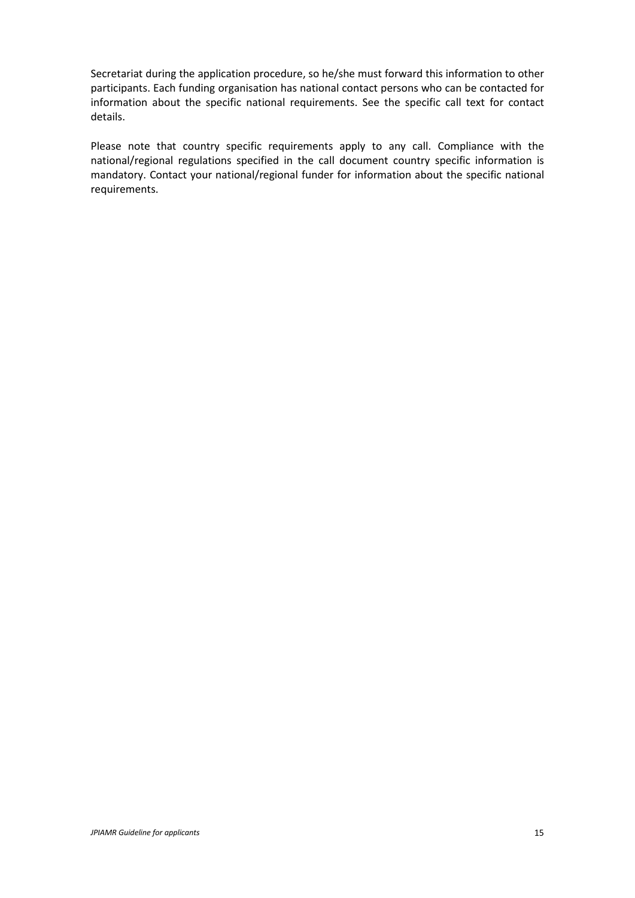Secretariat during the application procedure, so he/she must forward this information to other participants. Each funding organisation has national contact persons who can be contacted for information about the specific national requirements. See the specific call text for contact details.

Please note that country specific requirements apply to any call. Compliance with the national/regional regulations specified in the call document country specific information is mandatory. Contact your national/regional funder for information about the specific national requirements.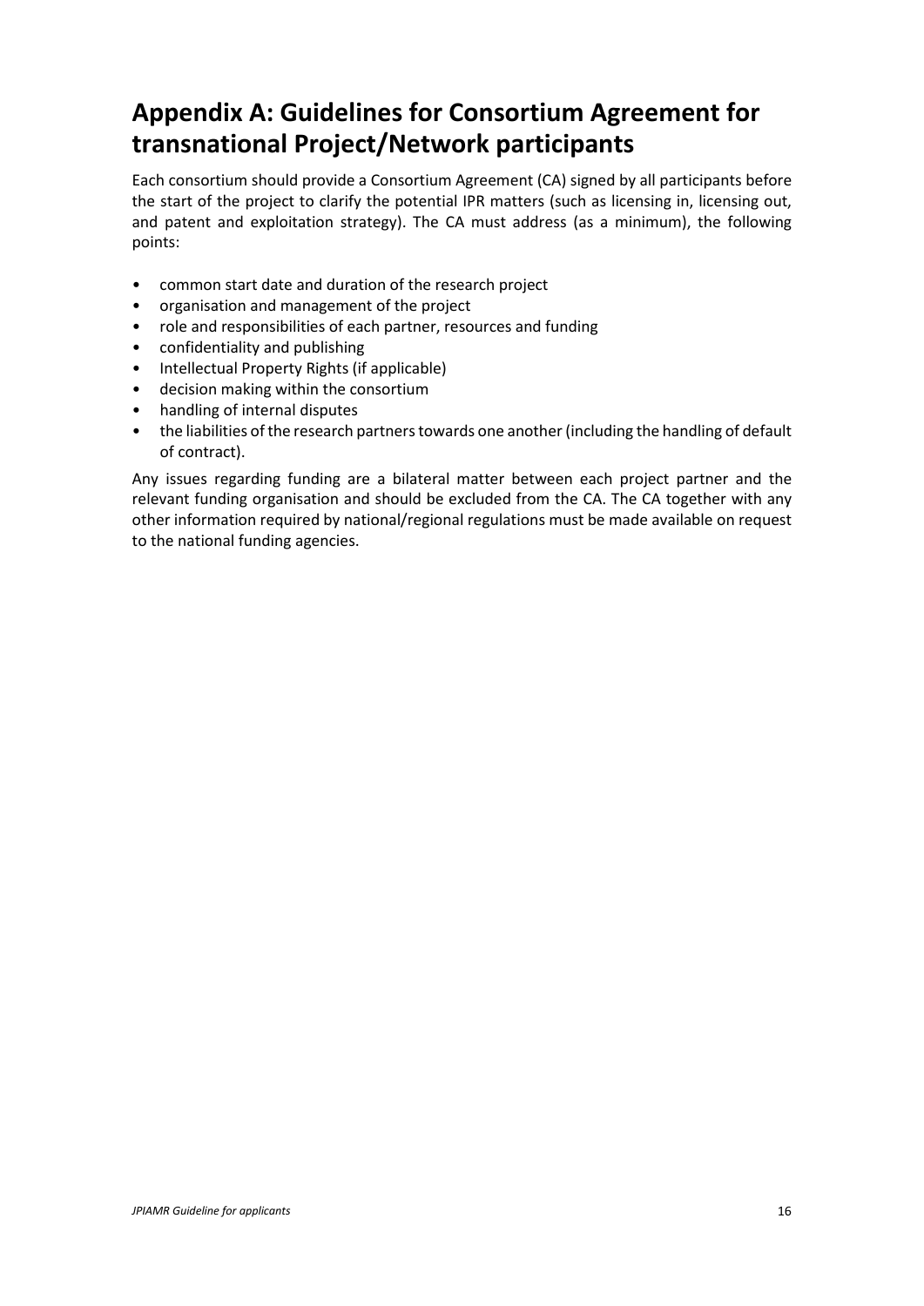# Appendix A: Guidelines for Consortium Agreement for transnational Project/Network participants

Each consortium should provide a Consortium Agreement (CA) signed by all participants before the start of the project to clarify the potential IPR matters (such as licensing in, licensing out, and patent and exploitation strategy). The CA must address (as a minimum), the following points:

- common start date and duration of the research project
- organisation and management of the project
- role and responsibilities of each partner, resources and funding
- confidentiality and publishing
- Intellectual Property Rights (if applicable)
- decision making within the consortium
- handling of internal disputes
- the liabilities of the research partners towards one another (including the handling of default of contract).

Any issues regarding funding are a bilateral matter between each project partner and the relevant funding organisation and should be excluded from the CA. The CA together with any other information required by national/regional regulations must be made available on request to the national funding agencies.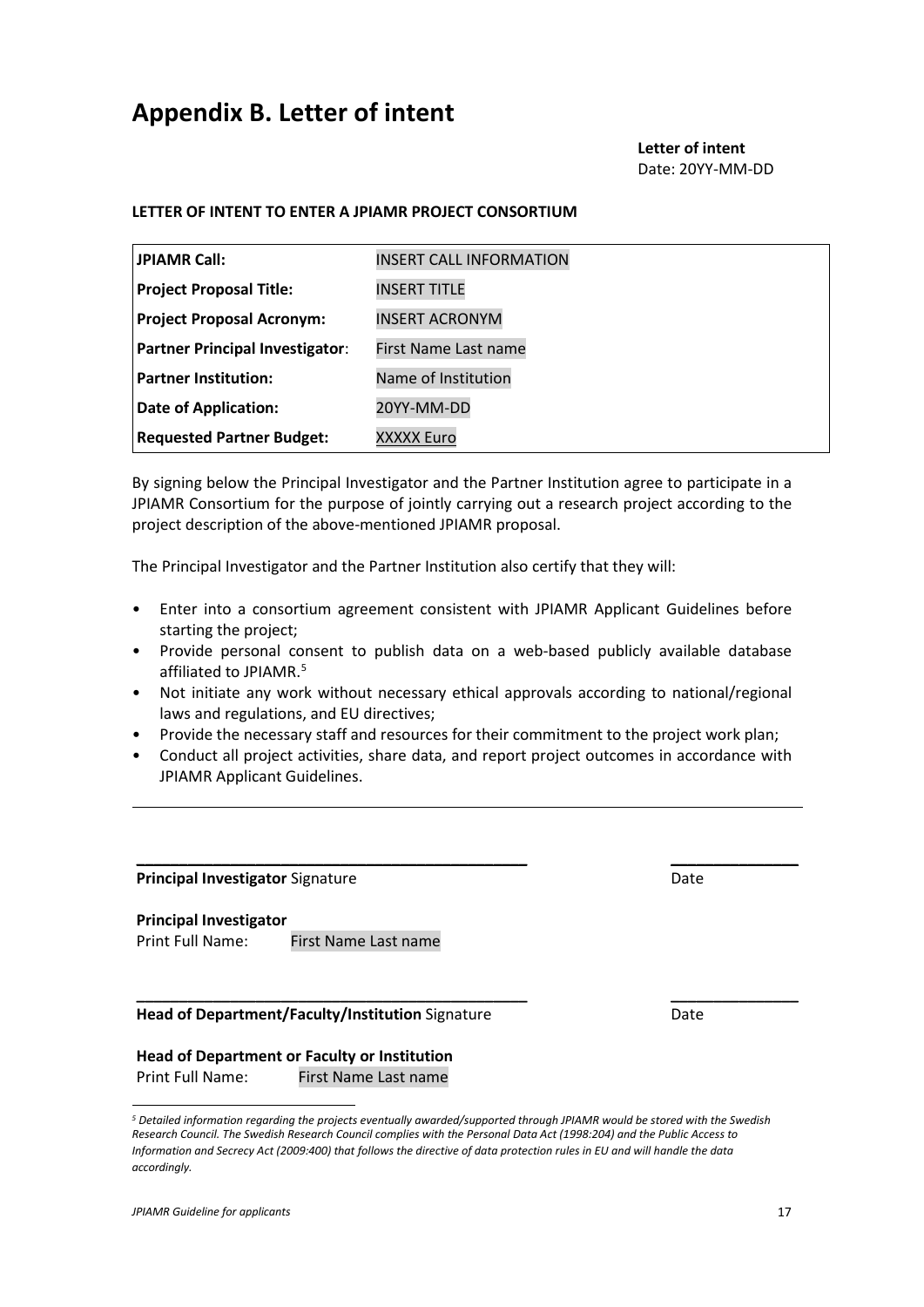# Appendix B. Letter of intent

**Letter of intent**
Date: 20YY-MM-DD

**LETTER OF INTENT TO ENTER A JPIAMR PROJECT CONSORTIUM**

| | |
|---|---|
| **JPIAMR Call:** | INSERT CALL INFORMATION |
| **Project Proposal Title:** | INSERT TITLE |
| **Project Proposal Acronym:** | INSERT ACRONYM |
| **Partner Principal Investigator:** | First Name Last name |
| **Partner Institution:** | Name of Institution |
| **Date of Application:** | 20YY-MM-DD |
| **Requested Partner Budget:** | XXXXX Euro |

By signing below the Principal Investigator and the Partner Institution agree to participate in a JPIAMR Consortium for the purpose of jointly carrying out a research project according to the project description of the above-mentioned JPIAMR proposal.

The Principal Investigator and the Partner Institution also certify that they will:

- Enter into a consortium agreement consistent with JPIAMR Applicant Guidelines before starting the project;
- Provide personal consent to publish data on a web-based publicly available database affiliated to JPIAMR.[5]
- Not initiate any work without necessary ethical approvals according to national/regional laws and regulations, and EU directives;
- Provide the necessary staff and resources for their commitment to the project work plan;
- Conduct all project activities, share data, and report project outcomes in accordance with JPIAMR Applicant Guidelines.

---

\_\_\_\_\_\_\_\_\_\_\_\_\_\_\_\_\_\_\_\_\_\_\_\_\_\_\_\_\_\_\_\_\_\_\_\_\_\_\_\_ \_\_\_\_\_\_\_\_\_\_\_\_\_\_\_

**Principal Investigator** Signature Date

**Principal Investigator**
Print Full Name: First Name Last name

\_\_\_\_\_\_\_\_\_\_\_\_\_\_\_\_\_\_\_\_\_\_\_\_\_\_\_\_\_\_\_\_\_\_\_\_\_\_\_\_ \_\_\_\_\_\_\_\_\_\_\_\_\_\_\_

**Head of Department/Faculty/Institution** Signature Date

**Head of Department or Faculty or Institution**
Print Full Name: First Name Last name

*[5] Detailed information regarding the projects eventually awarded/supported through JPIAMR would be stored with the Swedish Research Council. The Swedish Research Council complies with the Personal Data Act (1998:204) and the Public Access to Information and Secrecy Act (2009:400) that follows the directive of data protection rules in EU and will handle the data accordingly.*